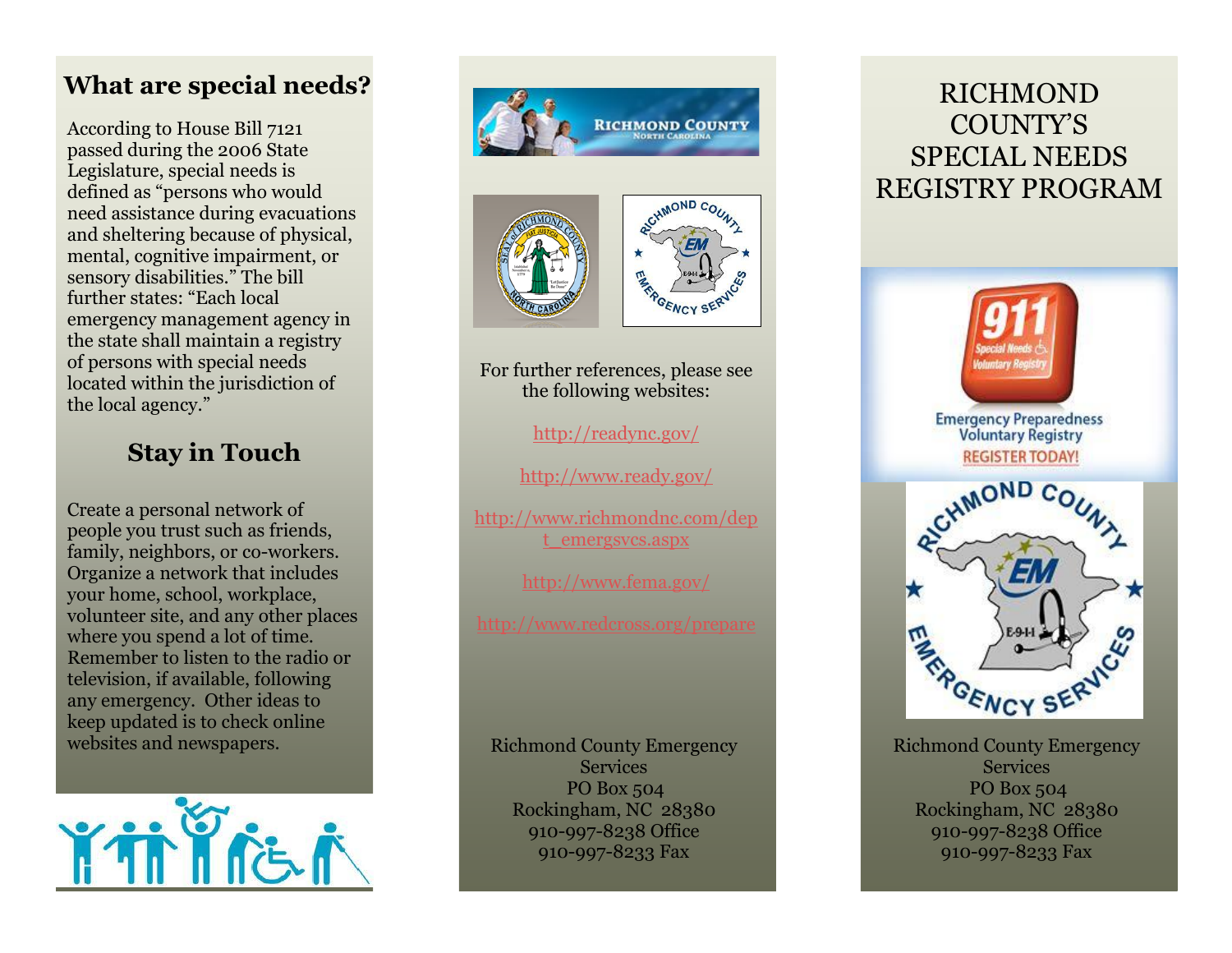## What are special needs?

According to House Bill 7121 passed during the 2006 State Legislature, special needs is defined as "persons who would need assistance during evacuations and sheltering because of physical, mental, cognitive impairment, or sensory disabilities." The bill further states: "Each local emergency management agency in the state shall maintain a registry of persons with special needs located within the jurisdiction of the local agency."

## Stay in Touch

Create a personal network of people you trust such as friends, family, neighbors, or co-workers. Organize a network that includes your home, school, workplace, volunteer site, and any other places where you spend a lot of time. Remember to listen to the radio or television, if available, following any emergency. Other ideas to keep updated is to check online websites and newspapers.

For further references, please see the following websites:

http://readync.gov/

http://www.ready.gov/

http://www.richmondnc.com/dept_emergsvcs.aspx

http://www.fema.gov/

http://www.redcross.org/prepare

Richmond County Emergency Services
PO Box 504
Rockingham, NC 28380
910-997-8238 Office
910-997-8233 Fax

# RICHMOND COUNTY'S SPECIAL NEEDS REGISTRY PROGRAM

Richmond County Emergency Services
PO Box 504
Rockingham, NC 28380
910-997-8238 Office
910-997-8233 Fax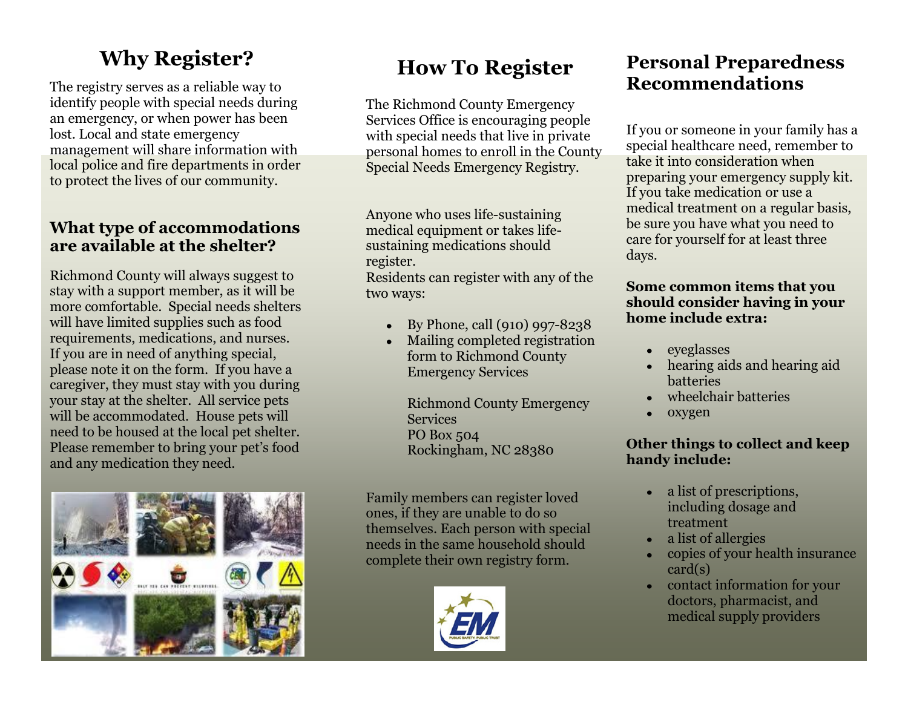## Why Register?

The registry serves as a reliable way to identify people with special needs during an emergency, or when power has been lost. Local and state emergency management will share information with local police and fire departments in order to protect the lives of our community.

### What type of accommodations are available at the shelter?

Richmond County will always suggest to stay with a support member, as it will be more comfortable. Special needs shelters will have limited supplies such as food requirements, medications, and nurses. If you are in need of anything special, please note it on the form. If you have a caregiver, they must stay with you during your stay at the shelter. All service pets will be accommodated. House pets will need to be housed at the local pet shelter. Please remember to bring your pet's food and any medication they need.

## How To Register

The Richmond County Emergency Services Office is encouraging people with special needs that live in private personal homes to enroll in the County Special Needs Emergency Registry.

Anyone who uses life-sustaining medical equipment or takes life-sustaining medications should register.
Residents can register with any of the two ways:

- By Phone, call (910) 997-8238
- Mailing completed registration form to Richmond County Emergency Services

  Richmond County Emergency Services
  PO Box 504
  Rockingham, NC 28380

Family members can register loved ones, if they are unable to do so themselves. Each person with special needs in the same household should complete their own registry form.

## Personal Preparedness Recommendations

If you or someone in your family has a special healthcare need, remember to take it into consideration when preparing your emergency supply kit. If you take medication or use a medical treatment on a regular basis, be sure you have what you need to care for yourself for at least three days.

**Some common items that you should consider having in your home include extra:**

- eyeglasses
- hearing aids and hearing aid batteries
- wheelchair batteries
- oxygen

**Other things to collect and keep handy include:**

- a list of prescriptions, including dosage and treatment
- a list of allergies
- copies of your health insurance card(s)
- contact information for your doctors, pharmacist, and medical supply providers